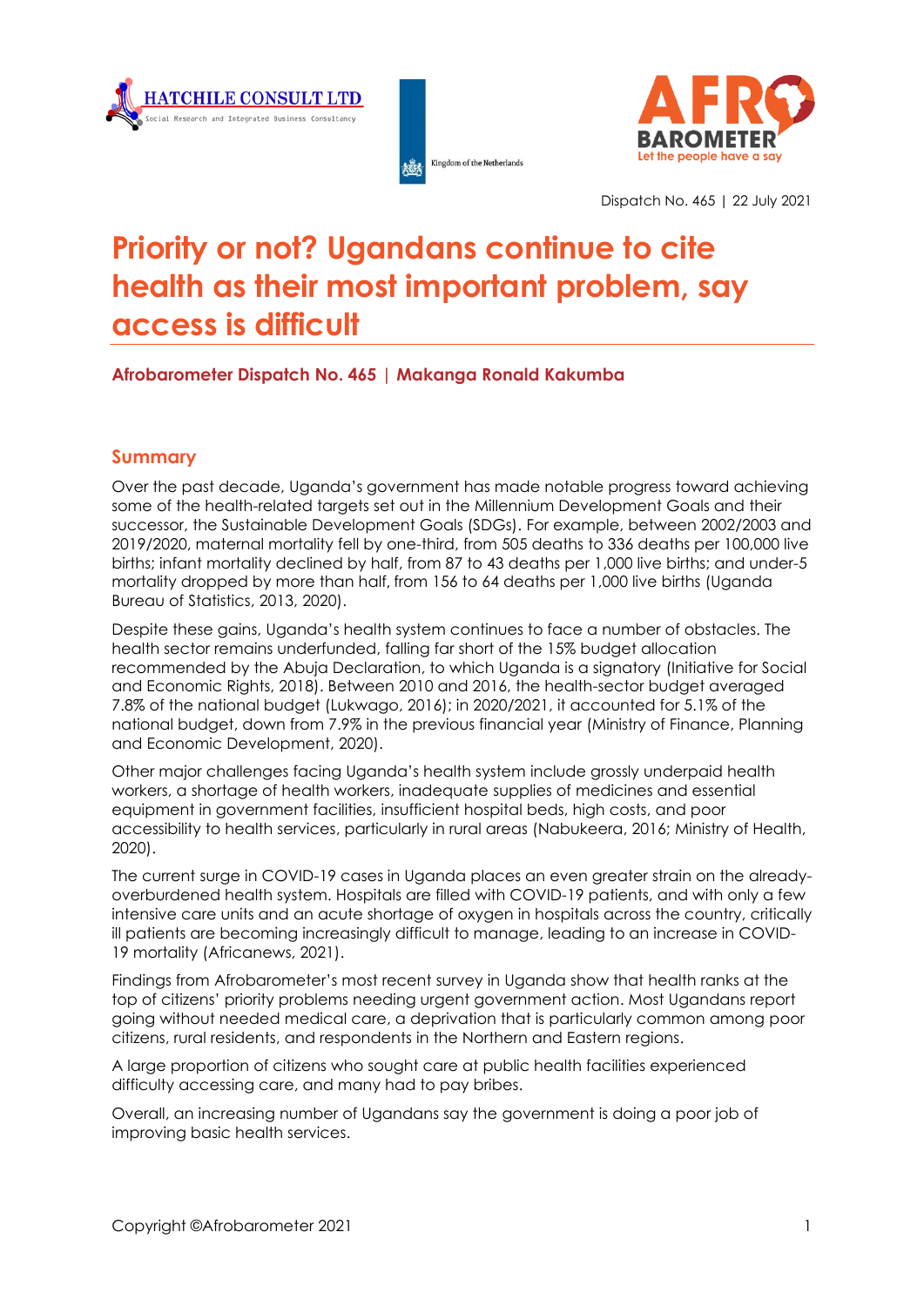Dispatch No. 465 | 22 July 2021

# Priority or not? Ugandans continue to cite health as their most important problem, say access is difficult

**Afrobarometer Dispatch No. 465 | Makanga Ronald Kakumba**

## Summary

Over the past decade, Uganda's government has made notable progress toward achieving some of the health-related targets set out in the Millennium Development Goals and their successor, the Sustainable Development Goals (SDGs). For example, between 2002/2003 and 2019/2020, maternal mortality fell by one-third, from 505 deaths to 336 deaths per 100,000 live births; infant mortality declined by half, from 87 to 43 deaths per 1,000 live births; and under-5 mortality dropped by more than half, from 156 to 64 deaths per 1,000 live births (Uganda Bureau of Statistics, 2013, 2020).

Despite these gains, Uganda's health system continues to face a number of obstacles. The health sector remains underfunded, falling far short of the 15% budget allocation recommended by the Abuja Declaration, to which Uganda is a signatory (Initiative for Social and Economic Rights, 2018). Between 2010 and 2016, the health-sector budget averaged 7.8% of the national budget (Lukwago, 2016); in 2020/2021, it accounted for 5.1% of the national budget, down from 7.9% in the previous financial year (Ministry of Finance, Planning and Economic Development, 2020).

Other major challenges facing Uganda's health system include grossly underpaid health workers, a shortage of health workers, inadequate supplies of medicines and essential equipment in government facilities, insufficient hospital beds, high costs, and poor accessibility to health services, particularly in rural areas (Nabukeera, 2016; Ministry of Health, 2020).

The current surge in COVID-19 cases in Uganda places an even greater strain on the already-overburdened health system. Hospitals are filled with COVID-19 patients, and with only a few intensive care units and an acute shortage of oxygen in hospitals across the country, critically ill patients are becoming increasingly difficult to manage, leading to an increase in COVID-19 mortality (Africanews, 2021).

Findings from Afrobarometer's most recent survey in Uganda show that health ranks at the top of citizens' priority problems needing urgent government action. Most Ugandans report going without needed medical care, a deprivation that is particularly common among poor citizens, rural residents, and respondents in the Northern and Eastern regions.

A large proportion of citizens who sought care at public health facilities experienced difficulty accessing care, and many had to pay bribes.

Overall, an increasing number of Ugandans say the government is doing a poor job of improving basic health services.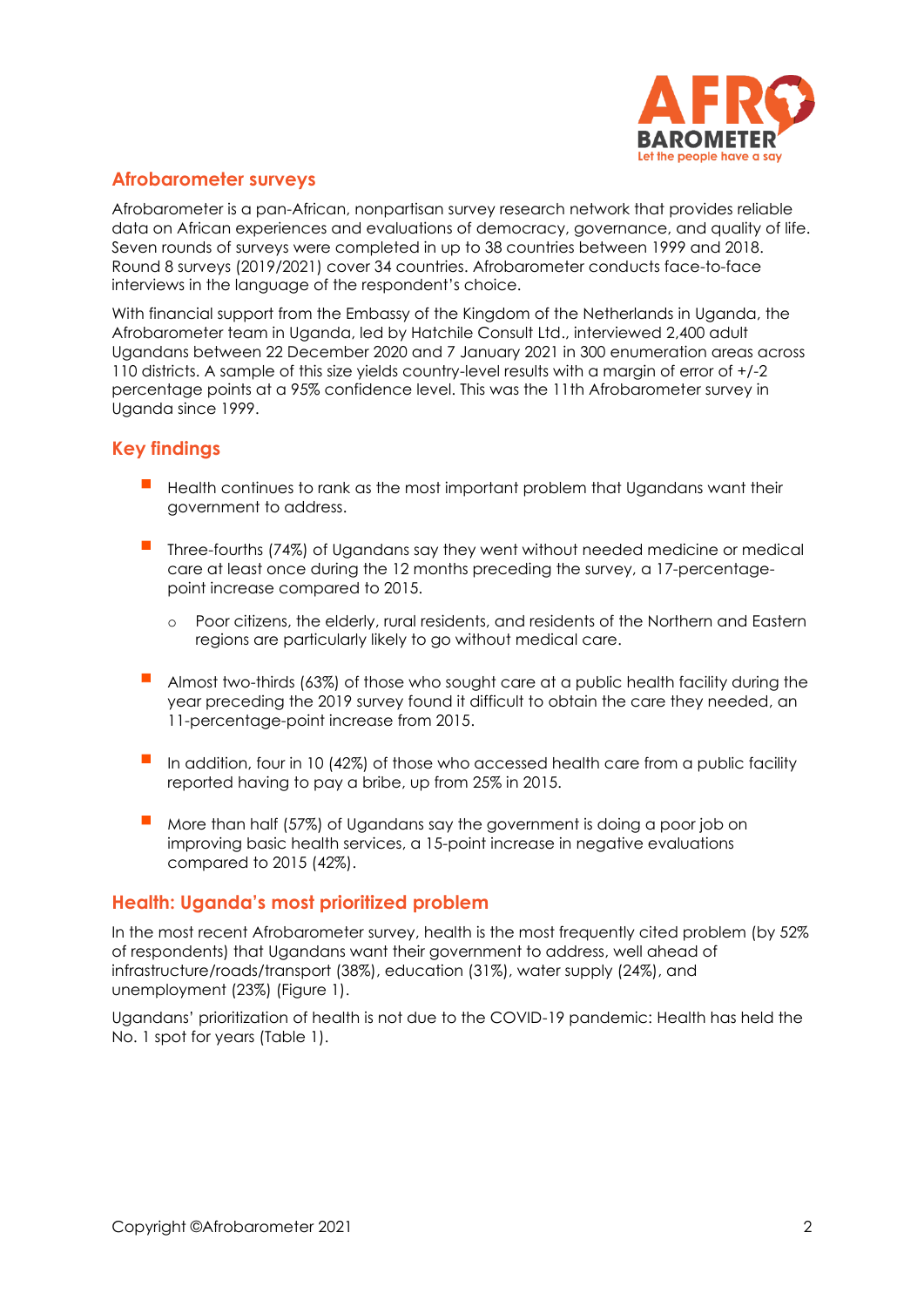## Afrobarometer surveys

Afrobarometer is a pan-African, nonpartisan survey research network that provides reliable data on African experiences and evaluations of democracy, governance, and quality of life. Seven rounds of surveys were completed in up to 38 countries between 1999 and 2018. Round 8 surveys (2019/2021) cover 34 countries. Afrobarometer conducts face-to-face interviews in the language of the respondent's choice.

With financial support from the Embassy of the Kingdom of the Netherlands in Uganda, the Afrobarometer team in Uganda, led by Hatchile Consult Ltd., interviewed 2,400 adult Ugandans between 22 December 2020 and 7 January 2021 in 300 enumeration areas across 110 districts. A sample of this size yields country-level results with a margin of error of +/-2 percentage points at a 95% confidence level. This was the 11th Afrobarometer survey in Uganda since 1999.

## Key findings

- Health continues to rank as the most important problem that Ugandans want their government to address.
- Three-fourths (74%) of Ugandans say they went without needed medicine or medical care at least once during the 12 months preceding the survey, a 17-percentage-point increase compared to 2015.
    - Poor citizens, the elderly, rural residents, and residents of the Northern and Eastern regions are particularly likely to go without medical care.
- Almost two-thirds (63%) of those who sought care at a public health facility during the year preceding the 2019 survey found it difficult to obtain the care they needed, an 11-percentage-point increase from 2015.
- In addition, four in 10 (42%) of those who accessed health care from a public facility reported having to pay a bribe, up from 25% in 2015.
- More than half (57%) of Ugandans say the government is doing a poor job on improving basic health services, a 15-point increase in negative evaluations compared to 2015 (42%).

## Health: Uganda's most prioritized problem

In the most recent Afrobarometer survey, health is the most frequently cited problem (by 52% of respondents) that Ugandans want their government to address, well ahead of infrastructure/roads/transport (38%), education (31%), water supply (24%), and unemployment (23%) (Figure 1).

Ugandans' prioritization of health is not due to the COVID-19 pandemic: Health has held the No. 1 spot for years (Table 1).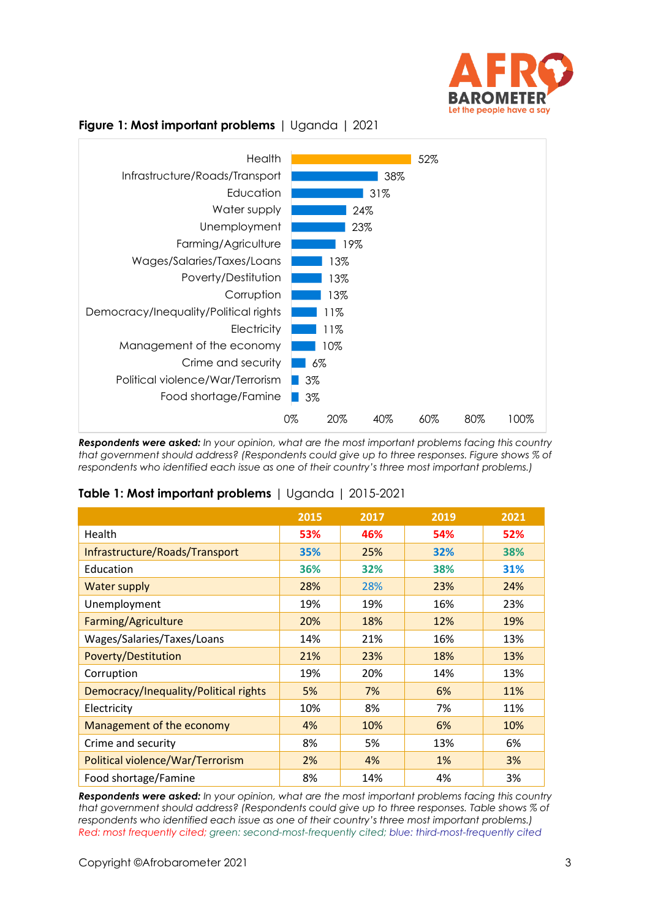**Figure 1: Most important problems** | Uganda | 2021

| Problem | % |
|---|---|
| Health | 52% |
| Infrastructure/Roads/Transport | 38% |
| Education | 31% |
| Water supply | 24% |
| Unemployment | 23% |
| Farming/Agriculture | 19% |
| Wages/Salaries/Taxes/Loans | 13% |
| Poverty/Destitution | 13% |
| Corruption | 13% |
| Democracy/Inequality/Political rights | 11% |
| Electricity | 11% |
| Management of the economy | 10% |
| Crime and security | 6% |
| Political violence/War/Terrorism | 3% |
| Food shortage/Famine | 3% |

***Respondents were asked:*** *In your opinion, what are the most important problems facing this country that government should address? (Respondents could give up to three responses. Figure shows % of respondents who identified each issue as one of their country's three most important problems.)*

**Table 1: Most important problems** | Uganda | 2015-2021

| | 2015 | 2017 | 2019 | 2021 |
|---|---|---|---|---|
| Health | 53% | 46% | 54% | 52% |
| Infrastructure/Roads/Transport | 35% | 25% | 32% | 38% |
| Education | 36% | 32% | 38% | 31% |
| Water supply | 28% | 28% | 23% | 24% |
| Unemployment | 19% | 19% | 16% | 23% |
| Farming/Agriculture | 20% | 18% | 12% | 19% |
| Wages/Salaries/Taxes/Loans | 14% | 21% | 16% | 13% |
| Poverty/Destitution | 21% | 23% | 18% | 13% |
| Corruption | 19% | 20% | 14% | 13% |
| Democracy/Inequality/Political rights | 5% | 7% | 6% | 11% |
| Electricity | 10% | 8% | 7% | 11% |
| Management of the economy | 4% | 10% | 6% | 10% |
| Crime and security | 8% | 5% | 13% | 6% |
| Political violence/War/Terrorism | 2% | 4% | 1% | 3% |
| Food shortage/Famine | 8% | 14% | 4% | 3% |

***Respondents were asked:*** *In your opinion, what are the most important problems facing this country that government should address? (Respondents could give up to three responses. Table shows % of respondents who identified each issue as one of their country's three most important problems.)*
*Red: most frequently cited; green: second-most-frequently cited; blue: third-most-frequently cited*

Copyright ©Afrobarometer 2021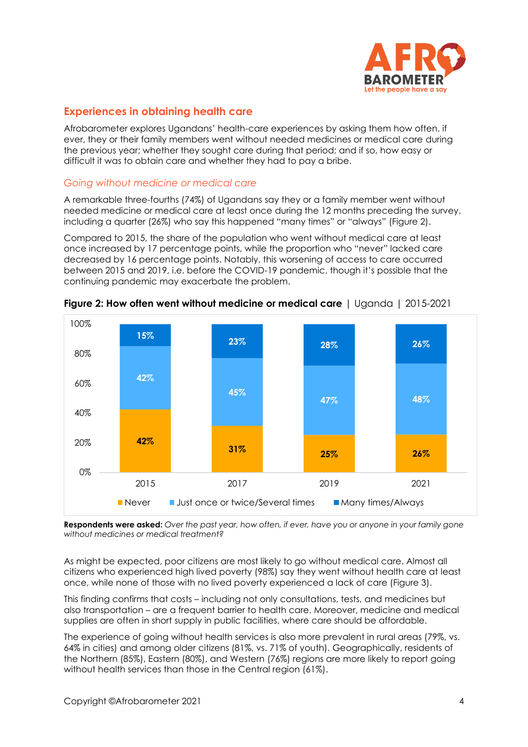## Experiences in obtaining health care

Afrobarometer explores Ugandans' health-care experiences by asking them how often, if ever, they or their family members went without needed medicines or medical care during the previous year; whether they sought care during that period; and if so, how easy or difficult it was to obtain care and whether they had to pay a bribe.

### *Going without medicine or medical care*

A remarkable three-fourths (74%) of Ugandans say they or a family member went without needed medicine or medical care at least once during the 12 months preceding the survey, including a quarter (26%) who say this happened "many times" or "always" (Figure 2).

Compared to 2015, the share of the population who went without medical care at least once increased by 17 percentage points, while the proportion who "never" lacked care decreased by 16 percentage points. Notably, this worsening of access to care occurred between 2015 and 2019, i.e. before the COVID-19 pandemic, though it's possible that the continuing pandemic may exacerbate the problem.

**Figure 2: How often went without medicine or medical care** | Uganda | 2015-2021

| | 2015 | 2017 | 2019 | 2021 |
|---|---|---|---|---|
| Never | 42% | 31% | 25% | 26% |
| Just once or twice/Several times | 42% | 45% | 47% | 48% |
| Many times/Always | 15% | 23% | 28% | 26% |

**Respondents were asked:** *Over the past year, how often, if ever, have you or anyone in your family gone without medicines or medical treatment?*

As might be expected, poor citizens are most likely to go without medical care. Almost all citizens who experienced high lived poverty (98%) say they went without health care at least once, while none of those with no lived poverty experienced a lack of care (Figure 3).

This finding confirms that costs – including not only consultations, tests, and medicines but also transportation – are a frequent barrier to health care. Moreover, medicine and medical supplies are often in short supply in public facilities, where care should be affordable.

The experience of going without health services is also more prevalent in rural areas (79%, vs. 64% in cities) and among older citizens (81%, vs. 71% of youth). Geographically, residents of the Northern (85%), Eastern (80%), and Western (76%) regions are more likely to report going without health services than those in the Central region (61%).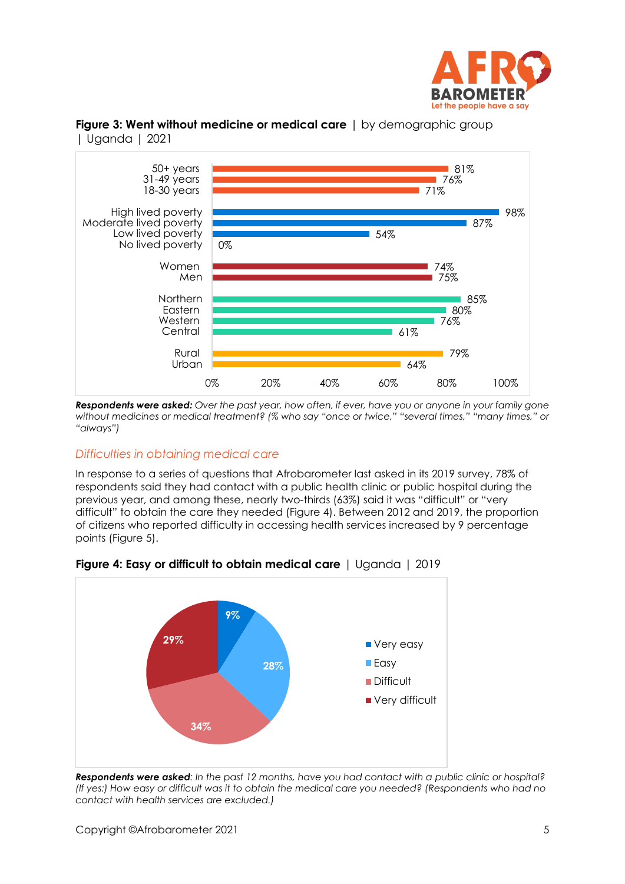**Figure 3: Went without medicine or medical care** | by demographic group | Uganda | 2021

| Group | % |
|---|---|
| 50+ years | 81% |
| 31-49 years | 76% |
| 18-30 years | 71% |
| High lived poverty | 98% |
| Moderate lived poverty | 87% |
| Low lived poverty | 54% |
| No lived poverty | 0% |
| Women | 74% |
| Men | 75% |
| Northern | 85% |
| Eastern | 80% |
| Western | 76% |
| Central | 61% |
| Rural | 79% |
| Urban | 64% |

***Respondents were asked:*** *Over the past year, how often, if ever, have you or anyone in your family gone without medicines or medical treatment? (% who say "once or twice," "several times," "many times," or "always")*

### *Difficulties in obtaining medical care*

In response to a series of questions that Afrobarometer last asked in its 2019 survey, 78% of respondents said they had contact with a public health clinic or public hospital during the previous year, and among these, nearly two-thirds (63%) said it was "difficult" or "very difficult" to obtain the care they needed (Figure 4). Between 2012 and 2019, the proportion of citizens who reported difficulty in accessing health services increased by 9 percentage points (Figure 5).

**Figure 4: Easy or difficult to obtain medical care** | Uganda | 2019

| Response | % |
|---|---|
| Very easy | 9% |
| Easy | 28% |
| Difficult | 34% |
| Very difficult | 29% |

***Respondents were asked****: In the past 12 months, have you had contact with a public clinic or hospital? (If yes:) How easy or difficult was it to obtain the medical care you needed? (Respondents who had no contact with health services are excluded.)*

Copyright ©Afrobarometer 2021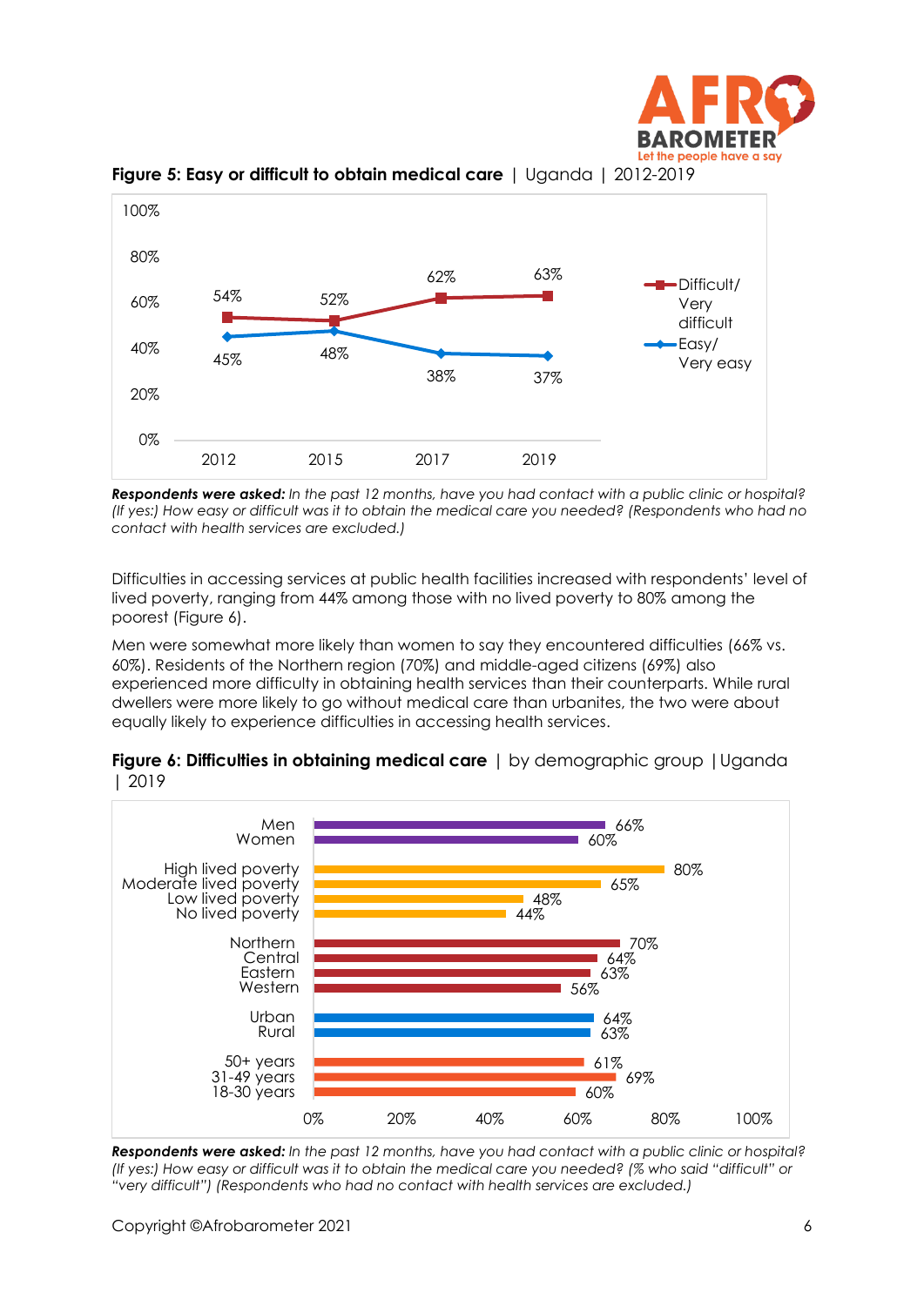**Figure 5: Easy or difficult to obtain medical care** | Uganda | 2012-2019

| | 2012 | 2015 | 2017 | 2019 |
|---|---|---|---|---|
| Difficult/ Very difficult | 54% | 52% | 62% | 63% |
| Easy/ Very easy | 45% | 48% | 38% | 37% |

***Respondents were asked:*** *In the past 12 months, have you had contact with a public clinic or hospital? (If yes:) How easy or difficult was it to obtain the medical care you needed? (Respondents who had no contact with health services are excluded.)*

Difficulties in accessing services at public health facilities increased with respondents' level of lived poverty, ranging from 44% among those with no lived poverty to 80% among the poorest (Figure 6).

Men were somewhat more likely than women to say they encountered difficulties (66% vs. 60%). Residents of the Northern region (70%) and middle-aged citizens (69%) also experienced more difficulty in obtaining health services than their counterparts. While rural dwellers were more likely to go without medical care than urbanites, the two were about equally likely to experience difficulties in accessing health services.

**Figure 6: Difficulties in obtaining medical care** | by demographic group | Uganda | 2019

| Group | % |
|---|---|
| Men | 66% |
| Women | 60% |
| High lived poverty | 80% |
| Moderate lived poverty | 65% |
| Low lived poverty | 48% |
| No lived poverty | 44% |
| Northern | 70% |
| Central | 64% |
| Eastern | 63% |
| Western | 56% |
| Urban | 64% |
| Rural | 63% |
| 50+ years | 61% |
| 31-49 years | 69% |
| 18-30 years | 60% |

***Respondents were asked:*** *In the past 12 months, have you had contact with a public clinic or hospital? (If yes:) How easy or difficult was it to obtain the medical care you needed? (% who said "difficult" or "very difficult") (Respondents who had no contact with health services are excluded.)*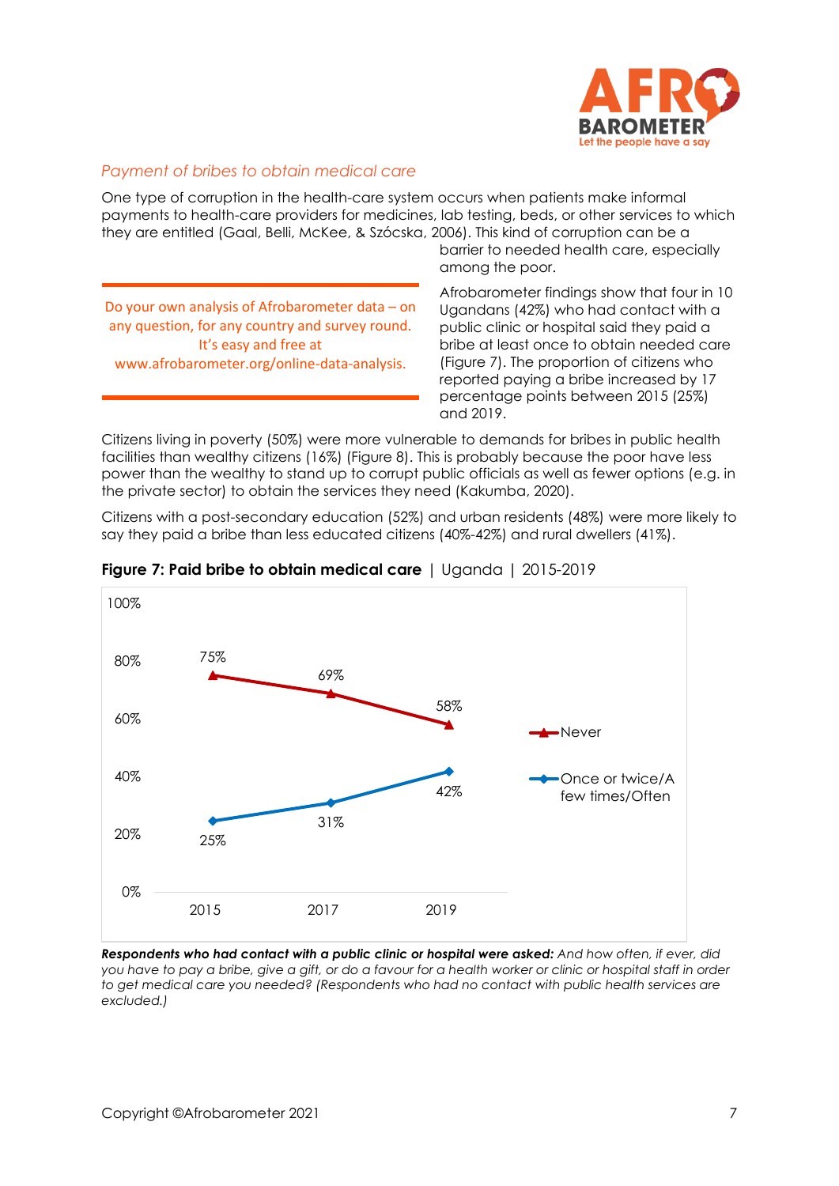### *Payment of bribes to obtain medical care*

One type of corruption in the health-care system occurs when patients make informal payments to health-care providers for medicines, lab testing, beds, or other services to which they are entitled (Gaal, Belli, McKee, & Szócska, 2006). This kind of corruption can be a barrier to needed health care, especially among the poor.

> Do your own analysis of Afrobarometer data – on any question, for any country and survey round. It's easy and free at www.afrobarometer.org/online-data-analysis.

Afrobarometer findings show that four in 10 Ugandans (42%) who had contact with a public clinic or hospital said they paid a bribe at least once to obtain needed care (Figure 7). The proportion of citizens who reported paying a bribe increased by 17 percentage points between 2015 (25%) and 2019.

Citizens living in poverty (50%) were more vulnerable to demands for bribes in public health facilities than wealthy citizens (16%) (Figure 8). This is probably because the poor have less power than the wealthy to stand up to corrupt public officials as well as fewer options (e.g. in the private sector) to obtain the services they need (Kakumba, 2020).

Citizens with a post-secondary education (52%) and urban residents (48%) were more likely to say they paid a bribe than less educated citizens (40%-42%) and rural dwellers (41%).

**Figure 7: Paid bribe to obtain medical care** | Uganda | 2015-2019

| | 2015 | 2017 | 2019 |
|---|---|---|---|
| Never | 75% | 69% | 58% |
| Once or twice/A few times/Often | 25% | 31% | 42% |

***Respondents who had contact with a public clinic or hospital were asked:*** *And how often, if ever, did you have to pay a bribe, give a gift, or do a favour for a health worker or clinic or hospital staff in order to get medical care you needed? (Respondents who had no contact with public health services are excluded.)*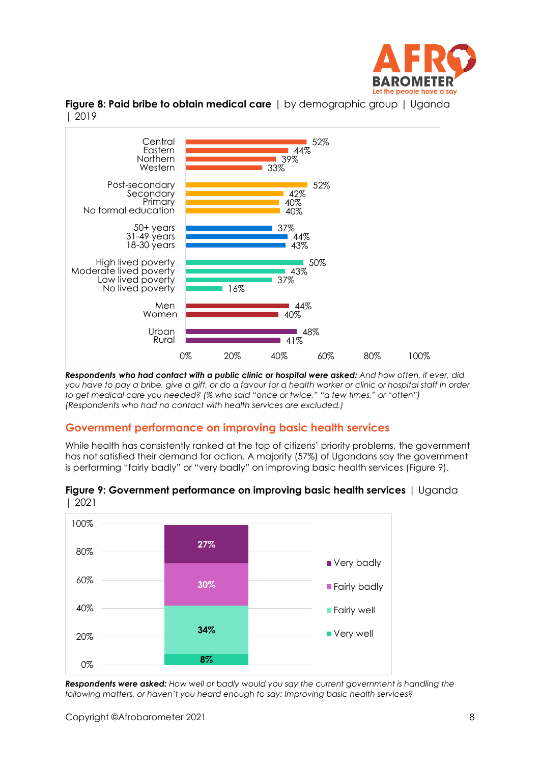**Figure 8: Paid bribe to obtain medical care** | by demographic group | Uganda | 2019

| Group | % |
|---|---|
| Central | 52% |
| Eastern | 44% |
| Northern | 39% |
| Western | 33% |
| Post-secondary | 52% |
| Secondary | 42% |
| Primary | 40% |
| No formal education | 40% |
| 50+ years | 37% |
| 31-49 years | 44% |
| 18-30 years | 43% |
| High lived poverty | 50% |
| Moderate lived poverty | 43% |
| Low lived poverty | 37% |
| No lived poverty | 16% |
| Men | 44% |
| Women | 40% |
| Urban | 48% |
| Rural | 41% |

***Respondents who had contact with a public clinic or hospital were asked:*** *And how often, if ever, did you have to pay a bribe, give a gift, or do a favour for a health worker or clinic or hospital staff in order to get medical care you needed? (% who said "once or twice," "a few times," or "often") (Respondents who had no contact with health services are excluded.)*

## Government performance on improving basic health services

While health has consistently ranked at the top of citizens' priority problems, the government has not satisfied their demand for action. A majority (57%) of Ugandans say the government is performing "fairly badly" or "very badly" on improving basic health services (Figure 9).

**Figure 9: Government performance on improving basic health services** | Uganda | 2021

| Response | % |
|---|---|
| Very badly | 27% |
| Fairly badly | 30% |
| Fairly well | 34% |
| Very well | 8% |

***Respondents were asked:*** *How well or badly would you say the current government is handling the following matters, or haven't you heard enough to say: Improving basic health services?*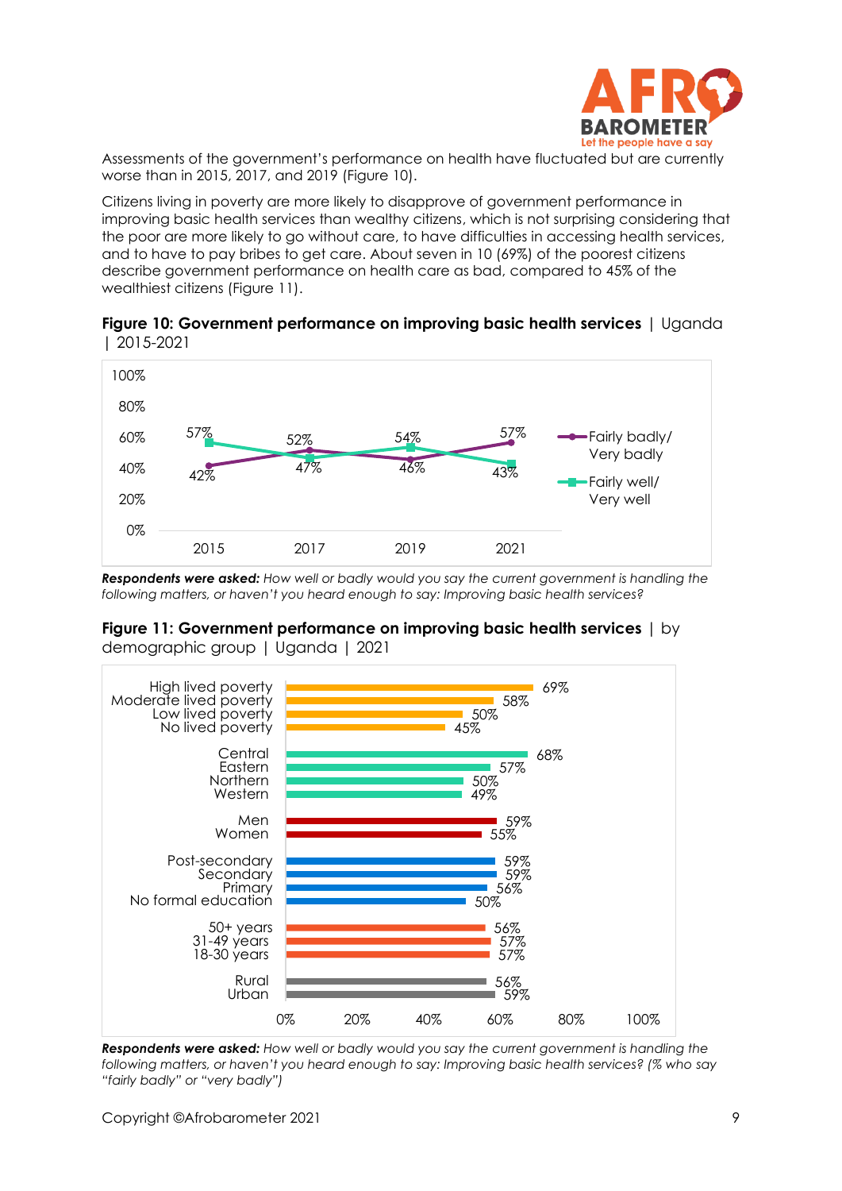Assessments of the government's performance on health have fluctuated but are currently worse than in 2015, 2017, and 2019 (Figure 10).

Citizens living in poverty are more likely to disapprove of government performance in improving basic health services than wealthy citizens, which is not surprising considering that the poor are more likely to go without care, to have difficulties in accessing health services, and to have to pay bribes to get care. About seven in 10 (69%) of the poorest citizens describe government performance on health care as bad, compared to 45% of the wealthiest citizens (Figure 11).

**Figure 10: Government performance on improving basic health services** | Uganda | 2015-2021

| | 2015 | 2017 | 2019 | 2021 |
|---|---|---|---|---|
| Fairly badly/ Very badly | 42% | 52% | 46% | 57% |
| Fairly well/ Very well | 57% | 47% | 54% | 43% |

***Respondents were asked:*** *How well or badly would you say the current government is handling the following matters, or haven't you heard enough to say: Improving basic health services?*

**Figure 11: Government performance on improving basic health services** | by demographic group | Uganda | 2021

| Group | % |
|---|---|
| High lived poverty | 69% |
| Moderate lived poverty | 58% |
| Low lived poverty | 50% |
| No lived poverty | 45% |
| Central | 68% |
| Eastern | 57% |
| Northern | 50% |
| Western | 49% |
| Men | 59% |
| Women | 55% |
| Post-secondary | 59% |
| Secondary | 59% |
| Primary | 56% |
| No formal education | 50% |
| 50+ years | 56% |
| 31-49 years | 57% |
| 18-30 years | 57% |
| Rural | 56% |
| Urban | 59% |

***Respondents were asked:*** *How well or badly would you say the current government is handling the following matters, or haven't you heard enough to say: Improving basic health services? (% who say "fairly badly" or "very badly")*

Copyright ©Afrobarometer 2021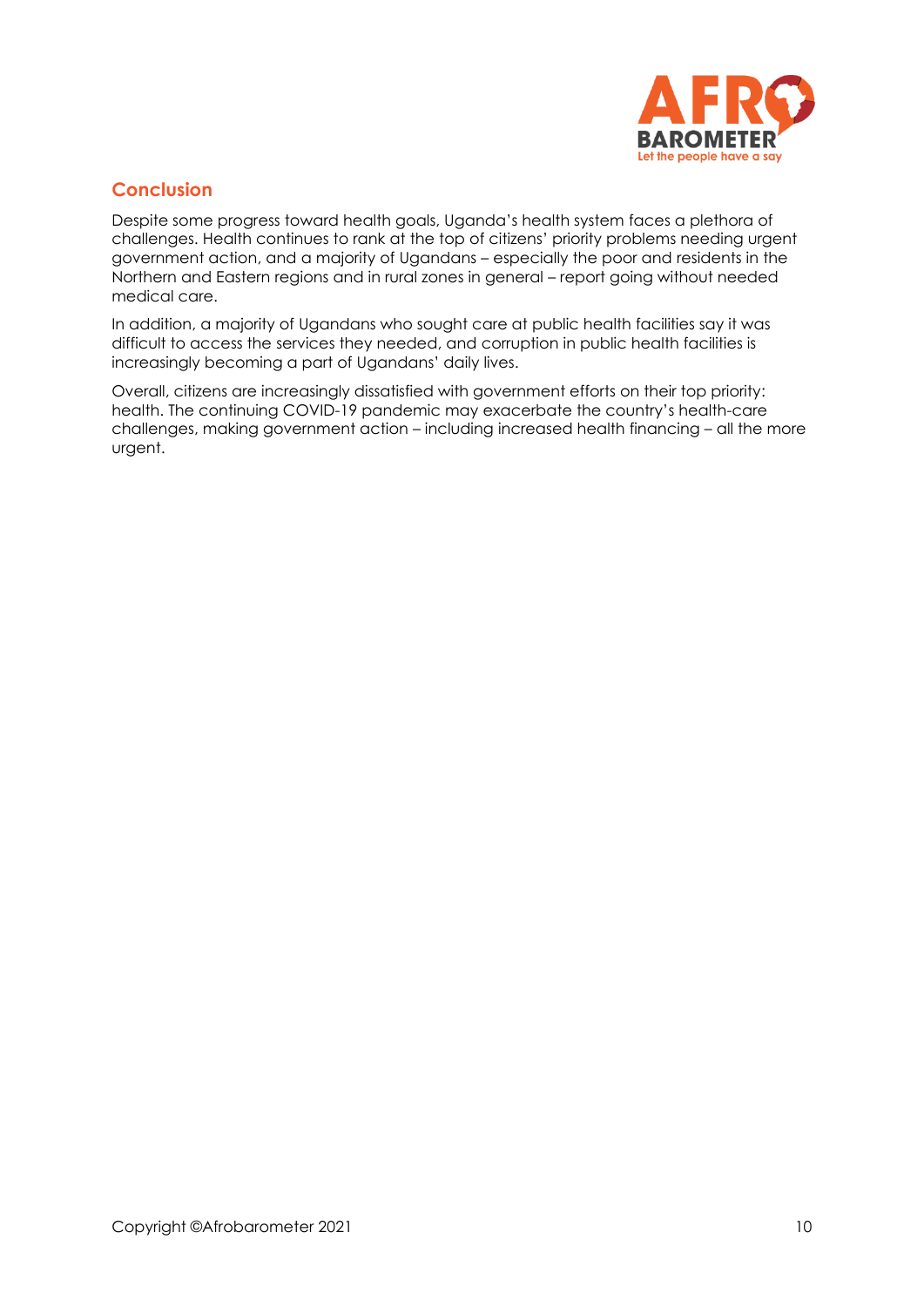## Conclusion

Despite some progress toward health goals, Uganda's health system faces a plethora of challenges. Health continues to rank at the top of citizens' priority problems needing urgent government action, and a majority of Ugandans – especially the poor and residents in the Northern and Eastern regions and in rural zones in general – report going without needed medical care.

In addition, a majority of Ugandans who sought care at public health facilities say it was difficult to access the services they needed, and corruption in public health facilities is increasingly becoming a part of Ugandans' daily lives.

Overall, citizens are increasingly dissatisfied with government efforts on their top priority: health. The continuing COVID-19 pandemic may exacerbate the country's health-care challenges, making government action – including increased health financing – all the more urgent.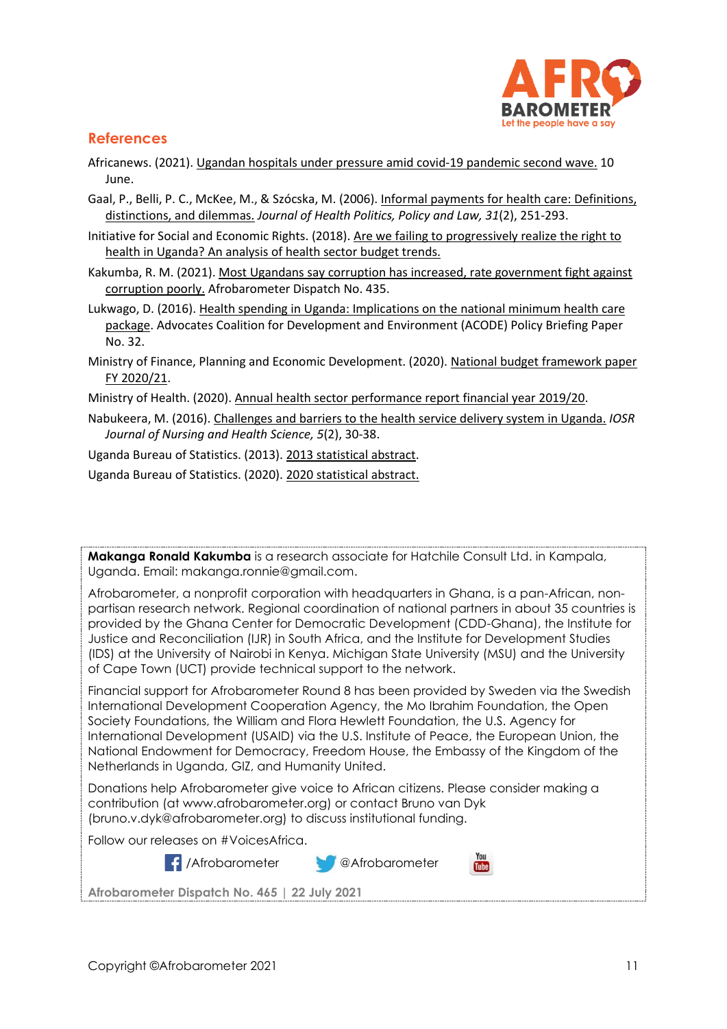## References

Africanews. (2021). Ugandan hospitals under pressure amid covid-19 pandemic second wave. 10 June.

Gaal, P., Belli, P. C., McKee, M., & Szócska, M. (2006). Informal payments for health care: Definitions, distinctions, and dilemmas. *Journal of Health Politics, Policy and Law, 31*(2), 251-293.

Initiative for Social and Economic Rights. (2018). Are we failing to progressively realize the right to health in Uganda? An analysis of health sector budget trends.

Kakumba, R. M. (2021). Most Ugandans say corruption has increased, rate government fight against corruption poorly. Afrobarometer Dispatch No. 435.

Lukwago, D. (2016). Health spending in Uganda: Implications on the national minimum health care package. Advocates Coalition for Development and Environment (ACODE) Policy Briefing Paper No. 32.

Ministry of Finance, Planning and Economic Development. (2020). National budget framework paper FY 2020/21.

Ministry of Health. (2020). Annual health sector performance report financial year 2019/20.

Nabukeera, M. (2016). Challenges and barriers to the health service delivery system in Uganda. *IOSR Journal of Nursing and Health Science, 5*(2), 30-38.

Uganda Bureau of Statistics. (2013). 2013 statistical abstract.

Uganda Bureau of Statistics. (2020). 2020 statistical abstract.

**Makanga Ronald Kakumba** is a research associate for Hatchile Consult Ltd. in Kampala, Uganda. Email: makanga.ronnie@gmail.com.

Afrobarometer, a nonprofit corporation with headquarters in Ghana, is a pan-African, non-partisan research network. Regional coordination of national partners in about 35 countries is provided by the Ghana Center for Democratic Development (CDD-Ghana), the Institute for Justice and Reconciliation (IJR) in South Africa, and the Institute for Development Studies (IDS) at the University of Nairobi in Kenya. Michigan State University (MSU) and the University of Cape Town (UCT) provide technical support to the network.

Financial support for Afrobarometer Round 8 has been provided by Sweden via the Swedish International Development Cooperation Agency, the Mo Ibrahim Foundation, the Open Society Foundations, the William and Flora Hewlett Foundation, the U.S. Agency for International Development (USAID) via the U.S. Institute of Peace, the European Union, the National Endowment for Democracy, Freedom House, the Embassy of the Kingdom of the Netherlands in Uganda, GIZ, and Humanity United.

Donations help Afrobarometer give voice to African citizens. Please consider making a contribution (at www.afrobarometer.org) or contact Bruno van Dyk (bruno.v.dyk@afrobarometer.org) to discuss institutional funding.

Follow our releases on #VoicesAfrica.

/Afrobarometer @Afrobarometer

**Afrobarometer Dispatch No. 465 | 22 July 2021**